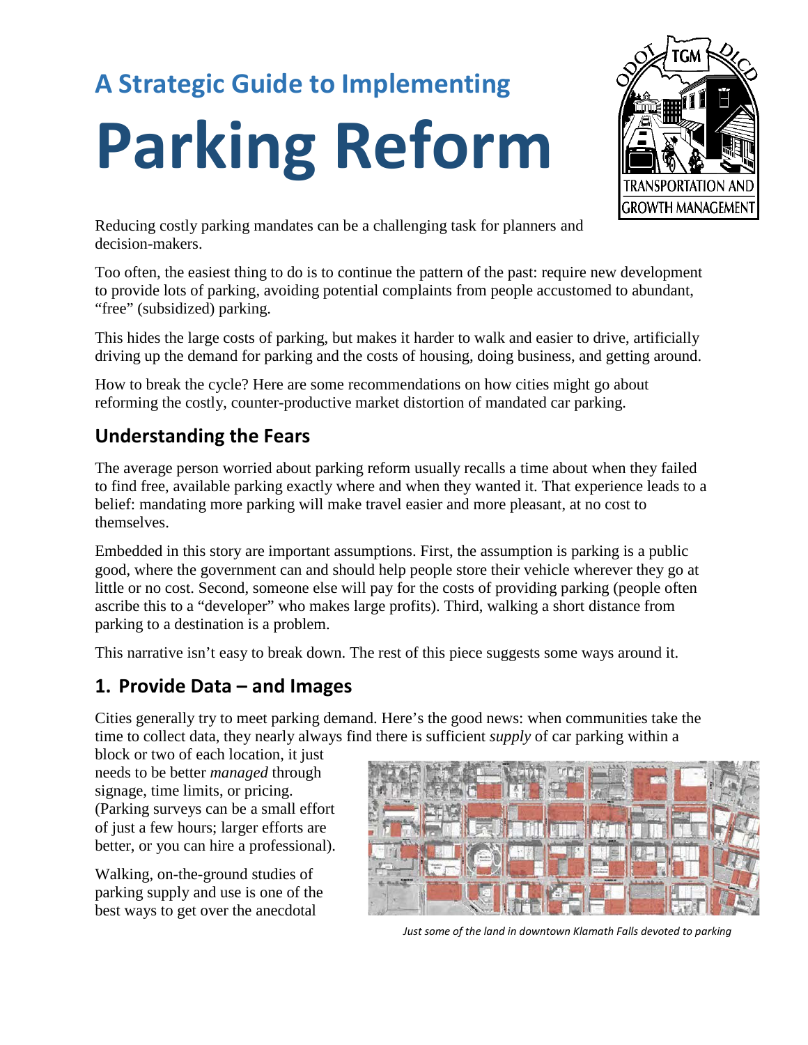# A Strategic Guide to Implementing Parking Reform

Reducing costly parking mandates can be a challenging task for planners and decision-makers.

Too often, the easiest thing to do is to continue the pattern of the past: require new development to provide lots of parking, avoiding potential complaints from people accustomed to abundant, "free" (subsidized) parking.

This hides the large costs of parking, but makes it harder to walk and easier to drive, artificially driving up the demand for parking and the costs of housing, doing business, and getting around.

How to break the cycle? Here are some recommendations on how cities might go about reforming the costly, counter-productive market distortion of mandated car parking.

## Understanding the Fears

The average person worried about parking reform usually recalls a time about when they failed to find free, available parking exactly where and when they wanted it. That experience leads to a belief: mandating more parking will make travel easier and more pleasant, at no cost to themselves.

Embedded in this story are important assumptions. First, the assumption is parking is a public good, where the government can and should help people store their vehicle wherever they go at little or no cost. Second, someone else will pay for the costs of providing parking (people often ascribe this to a "developer" who makes large profits). Third, walking a short distance from parking to a destination is a problem.

This narrative isn't easy to break down. The rest of this piece suggests some ways around it.

## 1. Provide Data – and Images

Cities generally try to meet parking demand. Here's the good news: when communities take the time to collect data, they nearly always find there is sufficient *supply* of car parking within a block or two of each location, it just needs to be better *managed* through signage, time limits, or pricing. (Parking surveys can be a small effort of just a few hours; larger efforts are better, or you can hire a professional).

*Just some of the land in downtown Klamath Falls devoted to parking*

Walking, on-the-ground studies of parking supply and use is one of the best ways to get over the anecdotal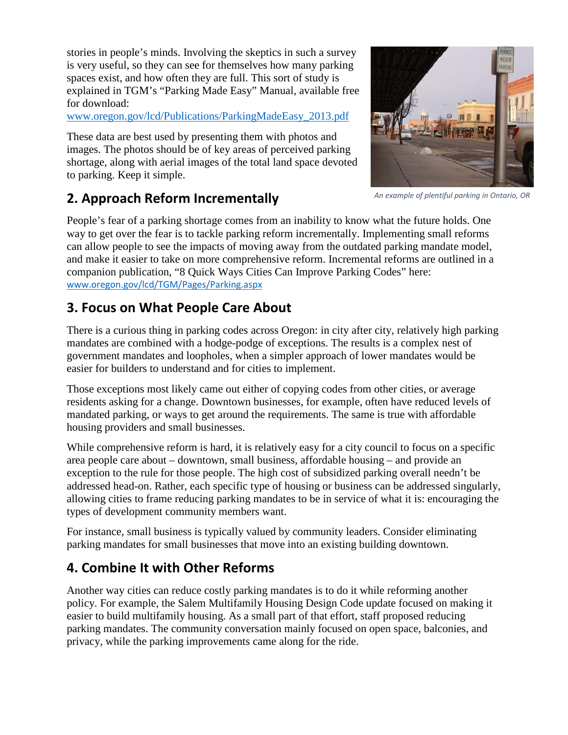stories in people's minds. Involving the skeptics in such a survey is very useful, so they can see for themselves how many parking spaces exist, and how often they are full. This sort of study is explained in TGM's "Parking Made Easy" Manual, available free for download: www.oregon.gov/lcd/Publications/ParkingMadeEasy_2013.pdf

These data are best used by presenting them with photos and images. The photos should be of key areas of perceived parking shortage, along with aerial images of the total land space devoted to parking. Keep it simple.

*An example of plentiful parking in Ontario, OR*

## 2. Approach Reform Incrementally

People's fear of a parking shortage comes from an inability to know what the future holds. One way to get over the fear is to tackle parking reform incrementally. Implementing small reforms can allow people to see the impacts of moving away from the outdated parking mandate model, and make it easier to take on more comprehensive reform. Incremental reforms are outlined in a companion publication, "8 Quick Ways Cities Can Improve Parking Codes" here: www.oregon.gov/lcd/TGM/Pages/Parking.aspx

## 3. Focus on What People Care About

There is a curious thing in parking codes across Oregon: in city after city, relatively high parking mandates are combined with a hodge-podge of exceptions. The results is a complex nest of government mandates and loopholes, when a simpler approach of lower mandates would be easier for builders to understand and for cities to implement.

Those exceptions most likely came out either of copying codes from other cities, or average residents asking for a change. Downtown businesses, for example, often have reduced levels of mandated parking, or ways to get around the requirements. The same is true with affordable housing providers and small businesses.

While comprehensive reform is hard, it is relatively easy for a city council to focus on a specific area people care about – downtown, small business, affordable housing – and provide an exception to the rule for those people. The high cost of subsidized parking overall needn't be addressed head-on. Rather, each specific type of housing or business can be addressed singularly, allowing cities to frame reducing parking mandates to be in service of what it is: encouraging the types of development community members want.

For instance, small business is typically valued by community leaders. Consider eliminating parking mandates for small businesses that move into an existing building downtown.

## 4. Combine It with Other Reforms

Another way cities can reduce costly parking mandates is to do it while reforming another policy. For example, the Salem Multifamily Housing Design Code update focused on making it easier to build multifamily housing. As a small part of that effort, staff proposed reducing parking mandates. The community conversation mainly focused on open space, balconies, and privacy, while the parking improvements came along for the ride.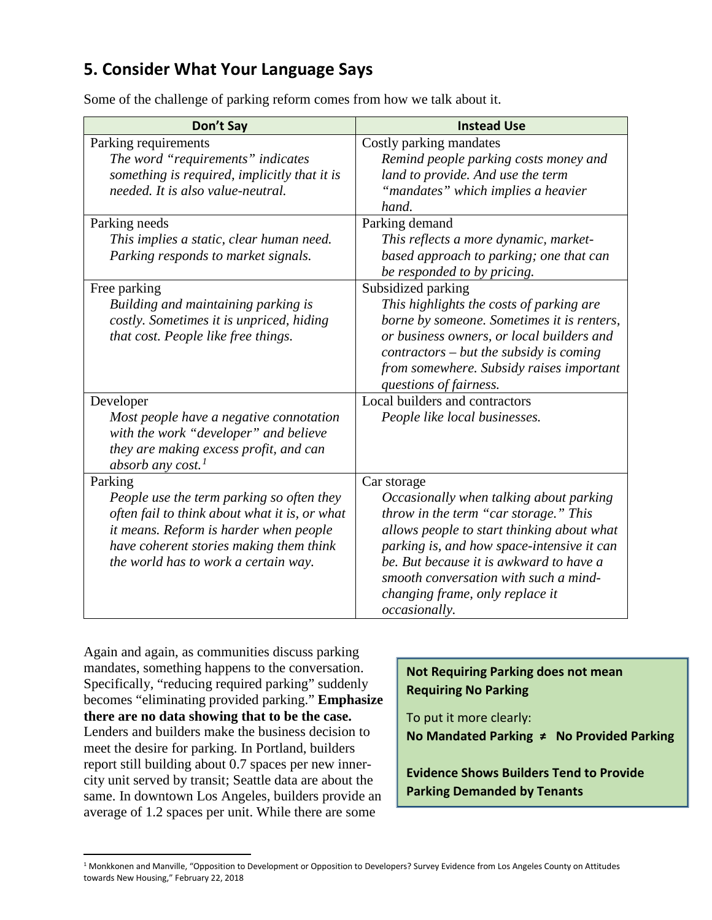## 5. Consider What Your Language Says

Some of the challenge of parking reform comes from how we talk about it.

| Don't Say | Instead Use |
| --- | --- |
| Parking requirements<br>*The word "requirements" indicates something is required, implicitly that it is needed. It is also value-neutral.* | Costly parking mandates<br>*Remind people parking costs money and land to provide. And use the term "mandates" which implies a heavier hand.* |
| Parking needs<br>*This implies a static, clear human need. Parking responds to market signals.* | Parking demand<br>*This reflects a more dynamic, market-based approach to parking; one that can be responded to by pricing.* |
| Free parking<br>*Building and maintaining parking is costly. Sometimes it is unpriced, hiding that cost. People like free things.* | Subsidized parking<br>*This highlights the costs of parking are borne by someone. Sometimes it is renters, or business owners, or local builders and contractors – but the subsidy is coming from somewhere. Subsidy raises important questions of fairness.* |
| Developer<br>*Most people have a negative connotation with the work "developer" and believe they are making excess profit, and can absorb any cost.*[1] | Local builders and contractors<br>*People like local businesses.* |
| Parking<br>*People use the term parking so often they often fail to think about what it is, or what it means. Reform is harder when people have coherent stories making them think the world has to work a certain way.* | Car storage<br>*Occasionally when talking about parking throw in the term "car storage." This allows people to start thinking about what parking is, and how space-intensive it can be. But because it is awkward to have a smooth conversation with such a mind-changing frame, only replace it occasionally.* |

Again and again, as communities discuss parking mandates, something happens to the conversation. Specifically, "reducing required parking" suddenly becomes "eliminating provided parking." **Emphasize there are no data showing that to be the case.** Lenders and builders make the business decision to meet the desire for parking. In Portland, builders report still building about 0.7 spaces per new inner-city unit served by transit; Seattle data are about the same. In downtown Los Angeles, builders provide an average of 1.2 spaces per unit. While there are some

> **Not Requiring Parking does not mean Requiring No Parking**
>
> To put it more clearly:
> **No Mandated Parking ≠ No Provided Parking**
>
> **Evidence Shows Builders Tend to Provide Parking Demanded by Tenants**

[1] Monkkonen and Manville, "Opposition to Development or Opposition to Developers? Survey Evidence from Los Angeles County on Attitudes towards New Housing," February 22, 2018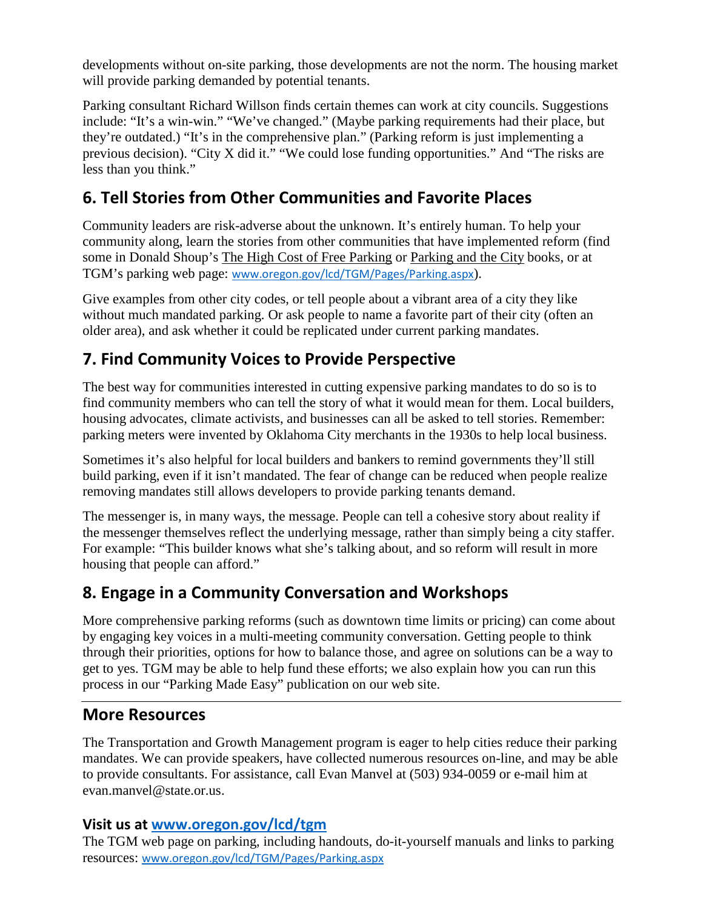developments without on-site parking, those developments are not the norm. The housing market will provide parking demanded by potential tenants.

Parking consultant Richard Willson finds certain themes can work at city councils. Suggestions include: "It's a win-win." "We've changed." (Maybe parking requirements had their place, but they're outdated.) "It's in the comprehensive plan." (Parking reform is just implementing a previous decision). "City X did it." "We could lose funding opportunities." And "The risks are less than you think."

## 6. Tell Stories from Other Communities and Favorite Places

Community leaders are risk-adverse about the unknown. It's entirely human. To help your community along, learn the stories from other communities that have implemented reform (find some in Donald Shoup's The High Cost of Free Parking or Parking and the City books, or at TGM's parking web page: www.oregon.gov/lcd/TGM/Pages/Parking.aspx).

Give examples from other city codes, or tell people about a vibrant area of a city they like without much mandated parking. Or ask people to name a favorite part of their city (often an older area), and ask whether it could be replicated under current parking mandates.

## 7. Find Community Voices to Provide Perspective

The best way for communities interested in cutting expensive parking mandates to do so is to find community members who can tell the story of what it would mean for them. Local builders, housing advocates, climate activists, and businesses can all be asked to tell stories. Remember: parking meters were invented by Oklahoma City merchants in the 1930s to help local business.

Sometimes it's also helpful for local builders and bankers to remind governments they'll still build parking, even if it isn't mandated. The fear of change can be reduced when people realize removing mandates still allows developers to provide parking tenants demand.

The messenger is, in many ways, the message. People can tell a cohesive story about reality if the messenger themselves reflect the underlying message, rather than simply being a city staffer. For example: "This builder knows what she's talking about, and so reform will result in more housing that people can afford."

## 8. Engage in a Community Conversation and Workshops

More comprehensive parking reforms (such as downtown time limits or pricing) can come about by engaging key voices in a multi-meeting community conversation. Getting people to think through their priorities, options for how to balance those, and agree on solutions can be a way to get to yes. TGM may be able to help fund these efforts; we also explain how you can run this process in our "Parking Made Easy" publication on our web site.

---

## More Resources

The Transportation and Growth Management program is eager to help cities reduce their parking mandates. We can provide speakers, have collected numerous resources on-line, and may be able to provide consultants. For assistance, call Evan Manvel at (503) 934-0059 or e-mail him at evan.manvel@state.or.us.

### Visit us at www.oregon.gov/lcd/tgm

The TGM web page on parking, including handouts, do-it-yourself manuals and links to parking resources: www.oregon.gov/lcd/TGM/Pages/Parking.aspx